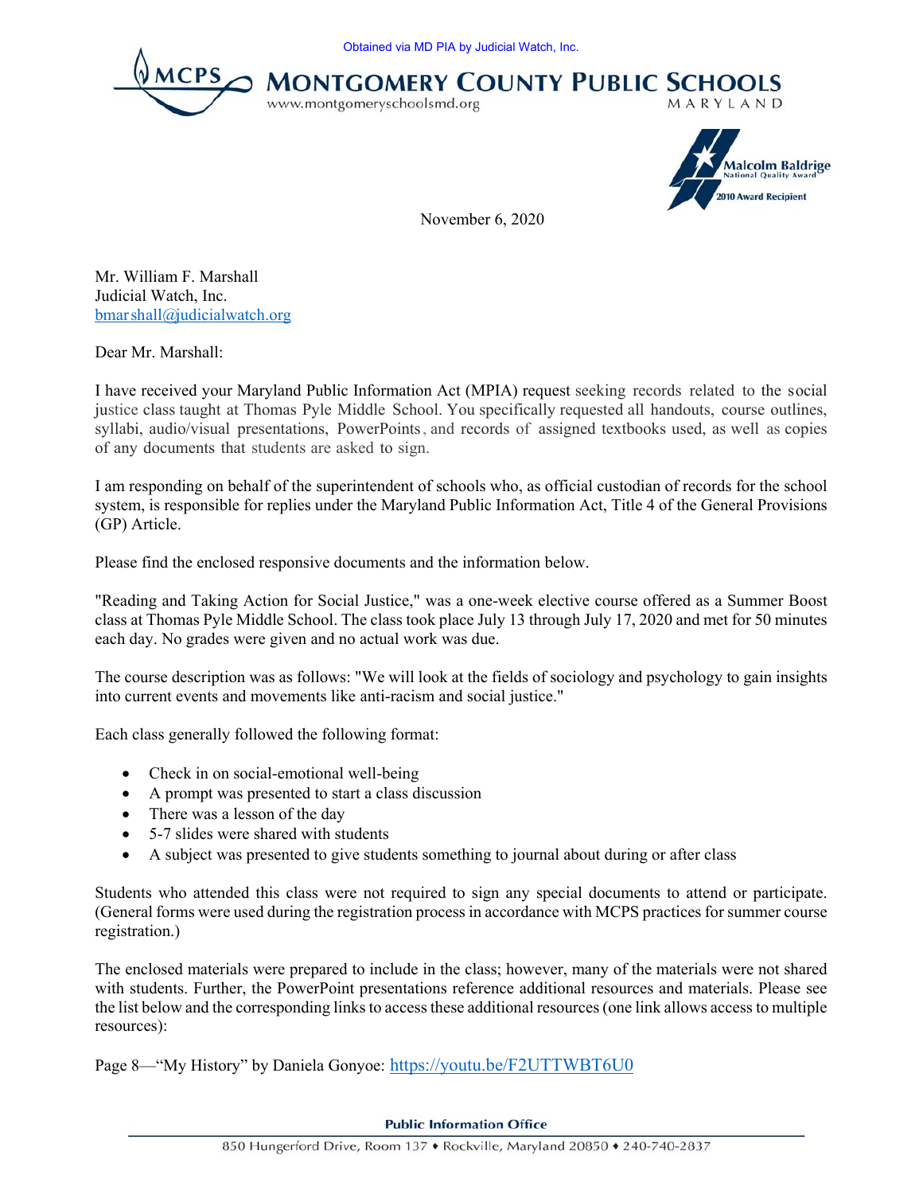Obtained via MD PIA by Judicial Watch, Inc.

**MCPS MONTGOMERY COUNTY PUBLIC SCHOOLS**
www.montgomeryschoolsmd.org
MARYLAND

Malcolm Baldrige National Quality Award 2010 Award Recipient

November 6, 2020

Mr. William F. Marshall
Judicial Watch, Inc.
bmarshall@judicialwatch.org

Dear Mr. Marshall:

I have received your Maryland Public Information Act (MPIA) request seeking records related to the social justice class taught at Thomas Pyle Middle School. You specifically requested all handouts, course outlines, syllabi, audio/visual presentations, PowerPoints, and records of assigned textbooks used, as well as copies of any documents that students are asked to sign.

I am responding on behalf of the superintendent of schools who, as official custodian of records for the school system, is responsible for replies under the Maryland Public Information Act, Title 4 of the General Provisions (GP) Article.

Please find the enclosed responsive documents and the information below.

"Reading and Taking Action for Social Justice," was a one-week elective course offered as a Summer Boost class at Thomas Pyle Middle School. The class took place July 13 through July 17, 2020 and met for 50 minutes each day. No grades were given and no actual work was due.

The course description was as follows: "We will look at the fields of sociology and psychology to gain insights into current events and movements like anti-racism and social justice."

Each class generally followed the following format:

- Check in on social-emotional well-being
- A prompt was presented to start a class discussion
- There was a lesson of the day
- 5-7 slides were shared with students
- A subject was presented to give students something to journal about during or after class

Students who attended this class were not required to sign any special documents to attend or participate. (General forms were used during the registration process in accordance with MCPS practices for summer course registration.)

The enclosed materials were prepared to include in the class; however, many of the materials were not shared with students. Further, the PowerPoint presentations reference additional resources and materials. Please see the list below and the corresponding links to access these additional resources (one link allows access to multiple resources):

Page 8—"My History" by Daniela Gonyoe: https://youtu.be/F2UTTWBT6U0

Public Information Office
850 Hungerford Drive, Room 137 • Rockville, Maryland 20850 • 240-740-2837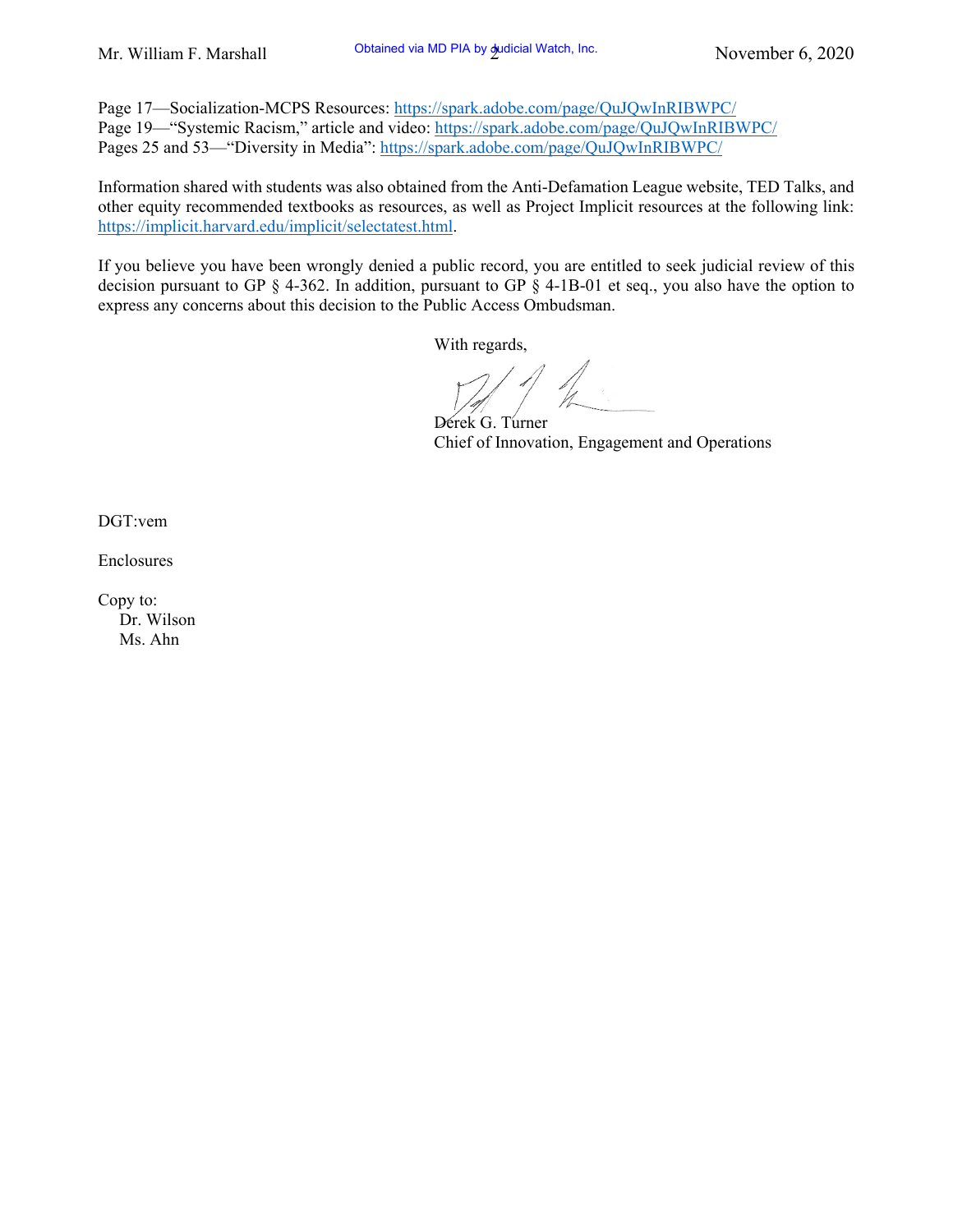Page 17—Socialization-MCPS Resources: https://spark.adobe.com/page/QuJQwInRIBWPC/
Page 19—"Systemic Racism," article and video: https://spark.adobe.com/page/QuJQwInRIBWPC/
Pages 25 and 53—"Diversity in Media": https://spark.adobe.com/page/QuJQwInRIBWPC/

Information shared with students was also obtained from the Anti-Defamation League website, TED Talks, and other equity recommended textbooks as resources, as well as Project Implicit resources at the following link: https://implicit.harvard.edu/implicit/selectatest.html.

If you believe you have been wrongly denied a public record, you are entitled to seek judicial review of this decision pursuant to GP § 4-362. In addition, pursuant to GP § 4-1B-01 et seq., you also have the option to express any concerns about this decision to the Public Access Ombudsman.

With regards,

Derek G. Turner
Chief of Innovation, Engagement and Operations

DGT:vem

Enclosures

Copy to:
Dr. Wilson
Ms. Ahn